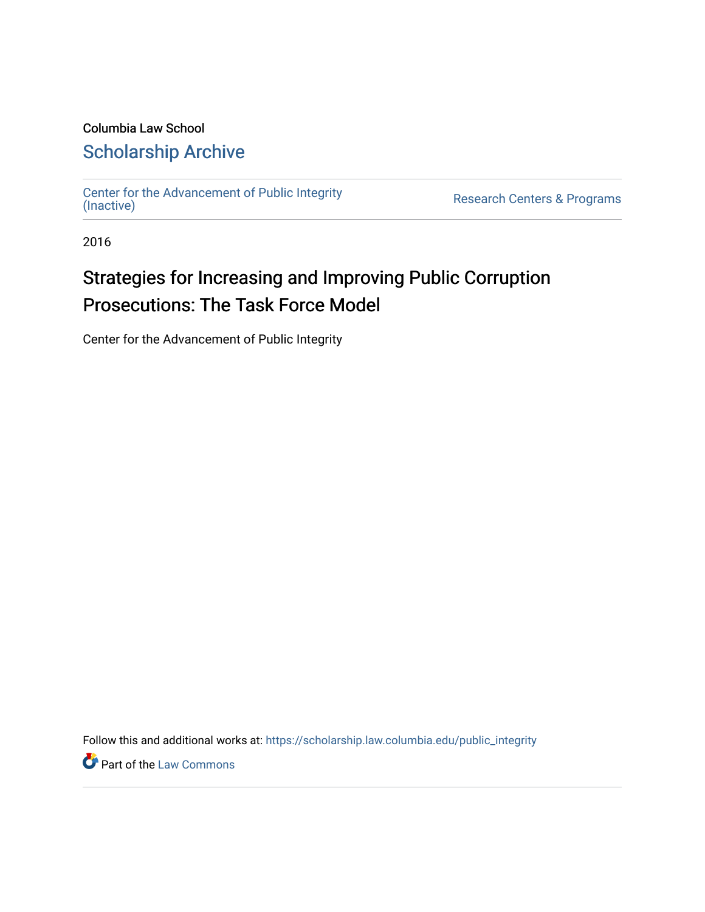Columbia Law School

# Scholarship Archive

Center for the Advancement of Public Integrity (Inactive)

Research Centers & Programs

2016

# Strategies for Increasing and Improving Public Corruption Prosecutions: The Task Force Model

Center for the Advancement of Public Integrity

Follow this and additional works at: https://scholarship.law.columbia.edu/public_integrity

Part of the Law Commons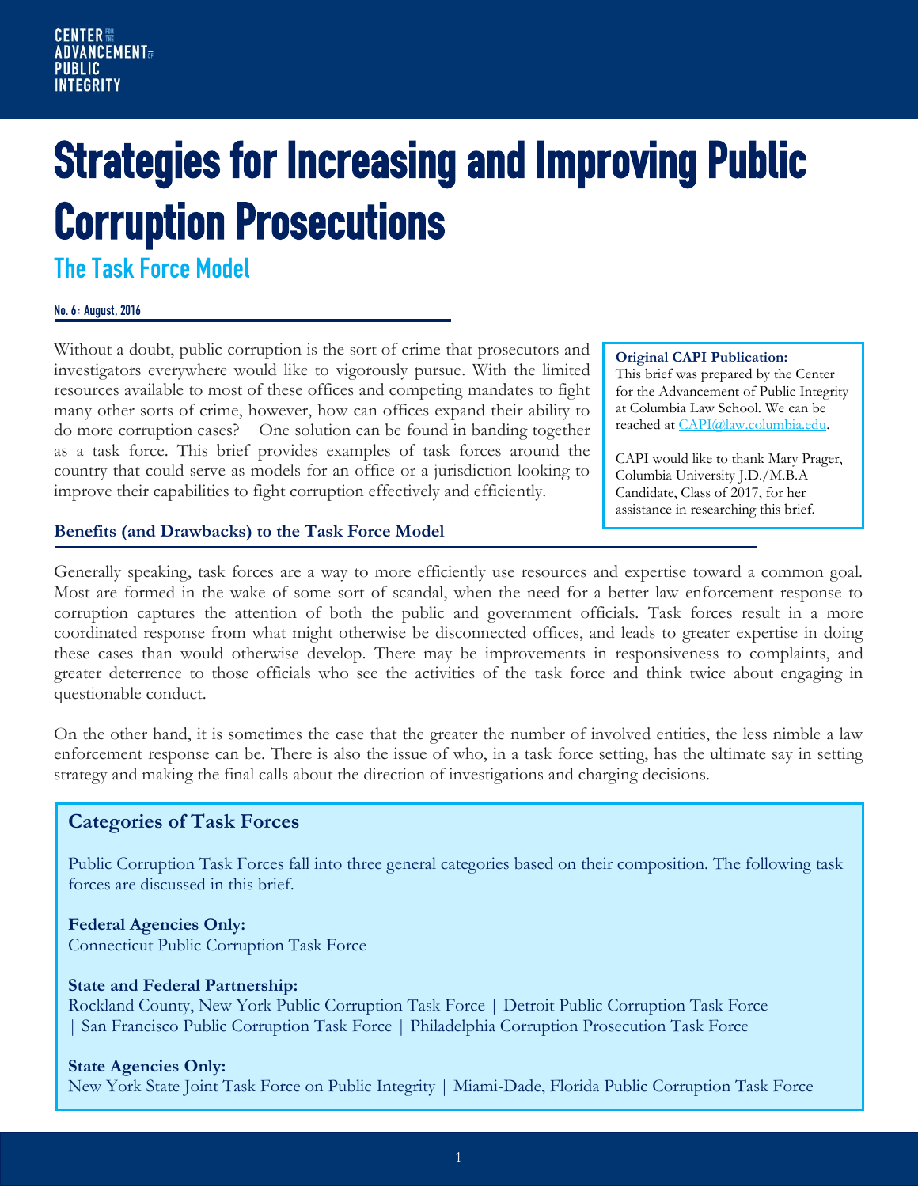CENTER FOR THE ADVANCEMENT OF PUBLIC INTEGRITY

# Strategies for Increasing and Improving Public Corruption Prosecutions

## The Task Force Model

**No. 6: August, 2016**

Without a doubt, public corruption is the sort of crime that prosecutors and investigators everywhere would like to vigorously pursue. With the limited resources available to most of these offices and competing mandates to fight many other sorts of crime, however, how can offices expand their ability to do more corruption cases? One solution can be found in banding together as a task force. This brief provides examples of task forces around the country that could serve as models for an office or a jurisdiction looking to improve their capabilities to fight corruption effectively and efficiently.

> **Original CAPI Publication:**
> This brief was prepared by the Center for the Advancement of Public Integrity at Columbia Law School. We can be reached at CAPI@law.columbia.edu.
>
> CAPI would like to thank Mary Prager, Columbia University J.D./M.B.A Candidate, Class of 2017, for her assistance in researching this brief.

### Benefits (and Drawbacks) to the Task Force Model

Generally speaking, task forces are a way to more efficiently use resources and expertise toward a common goal. Most are formed in the wake of some sort of scandal, when the need for a better law enforcement response to corruption captures the attention of both the public and government officials. Task forces result in a more coordinated response from what might otherwise be disconnected offices, and leads to greater expertise in doing these cases than would otherwise develop. There may be improvements in responsiveness to complaints, and greater deterrence to those officials who see the activities of the task force and think twice about engaging in questionable conduct.

On the other hand, it is sometimes the case that the greater the number of involved entities, the less nimble a law enforcement response can be. There is also the issue of who, in a task force setting, has the ultimate say in setting strategy and making the final calls about the direction of investigations and charging decisions.

### Categories of Task Forces

Public Corruption Task Forces fall into three general categories based on their composition. The following task forces are discussed in this brief.

**Federal Agencies Only:**
Connecticut Public Corruption Task Force

**State and Federal Partnership:**
Rockland County, New York Public Corruption Task Force | Detroit Public Corruption Task Force | San Francisco Public Corruption Task Force | Philadelphia Corruption Prosecution Task Force

**State Agencies Only:**
New York State Joint Task Force on Public Integrity | Miami-Dade, Florida Public Corruption Task Force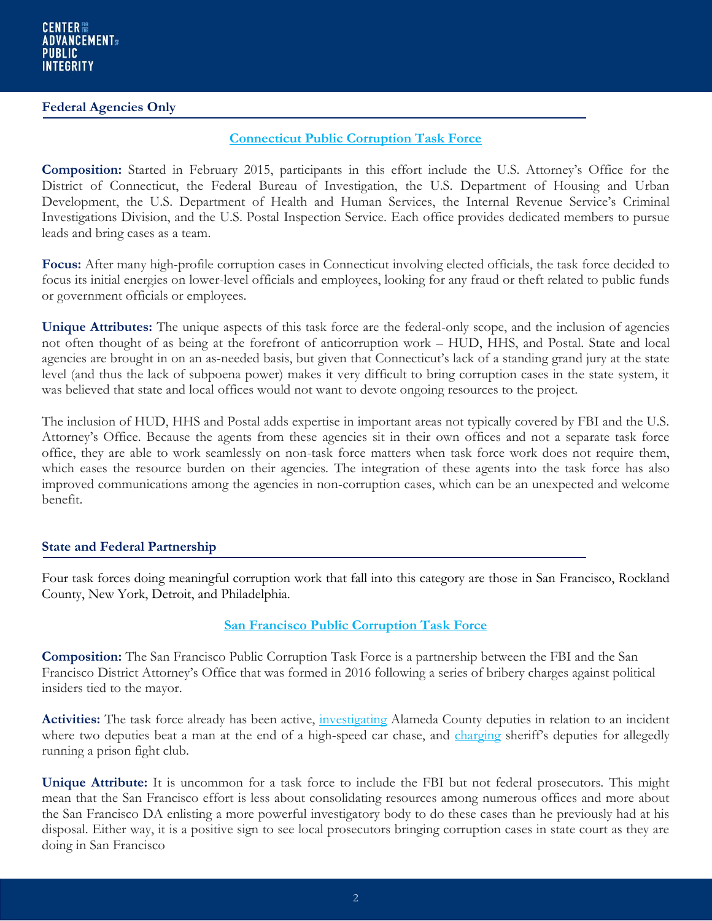## Federal Agencies Only

### [Connecticut Public Corruption Task Force]

**Composition:** Started in February 2015, participants in this effort include the U.S. Attorney's Office for the District of Connecticut, the Federal Bureau of Investigation, the U.S. Department of Housing and Urban Development, the U.S. Department of Health and Human Services, the Internal Revenue Service's Criminal Investigations Division, and the U.S. Postal Inspection Service. Each office provides dedicated members to pursue leads and bring cases as a team.

**Focus:** After many high-profile corruption cases in Connecticut involving elected officials, the task force decided to focus its initial energies on lower-level officials and employees, looking for any fraud or theft related to public funds or government officials or employees.

**Unique Attributes:** The unique aspects of this task force are the federal-only scope, and the inclusion of agencies not often thought of as being at the forefront of anticorruption work – HUD, HHS, and Postal. State and local agencies are brought in on an as-needed basis, but given that Connecticut's lack of a standing grand jury at the state level (and thus the lack of subpoena power) makes it very difficult to bring corruption cases in the state system, it was believed that state and local offices would not want to devote ongoing resources to the project.

The inclusion of HUD, HHS and Postal adds expertise in important areas not typically covered by FBI and the U.S. Attorney's Office. Because the agents from these agencies sit in their own offices and not a separate task force office, they are able to work seamlessly on non-task force matters when task force work does not require them, which eases the resource burden on their agencies. The integration of these agents into the task force has also improved communications among the agencies in non-corruption cases, which can be an unexpected and welcome benefit.

## State and Federal Partnership

Four task forces doing meaningful corruption work that fall into this category are those in San Francisco, Rockland County, New York, Detroit, and Philadelphia.

### [San Francisco Public Corruption Task Force]

**Composition:** The San Francisco Public Corruption Task Force is a partnership between the FBI and the San Francisco District Attorney's Office that was formed in 2016 following a series of bribery charges against political insiders tied to the mayor.

**Activities:** The task force already has been active, [investigating] Alameda County deputies in relation to an incident where two deputies beat a man at the end of a high-speed car chase, and [charging] sheriff's deputies for allegedly running a prison fight club.

**Unique Attribute:** It is uncommon for a task force to include the FBI but not federal prosecutors. This might mean that the San Francisco effort is less about consolidating resources among numerous offices and more about the San Francisco DA enlisting a more powerful investigatory body to do these cases than he previously had at his disposal. Either way, it is a positive sign to see local prosecutors bringing corruption cases in state court as they are doing in San Francisco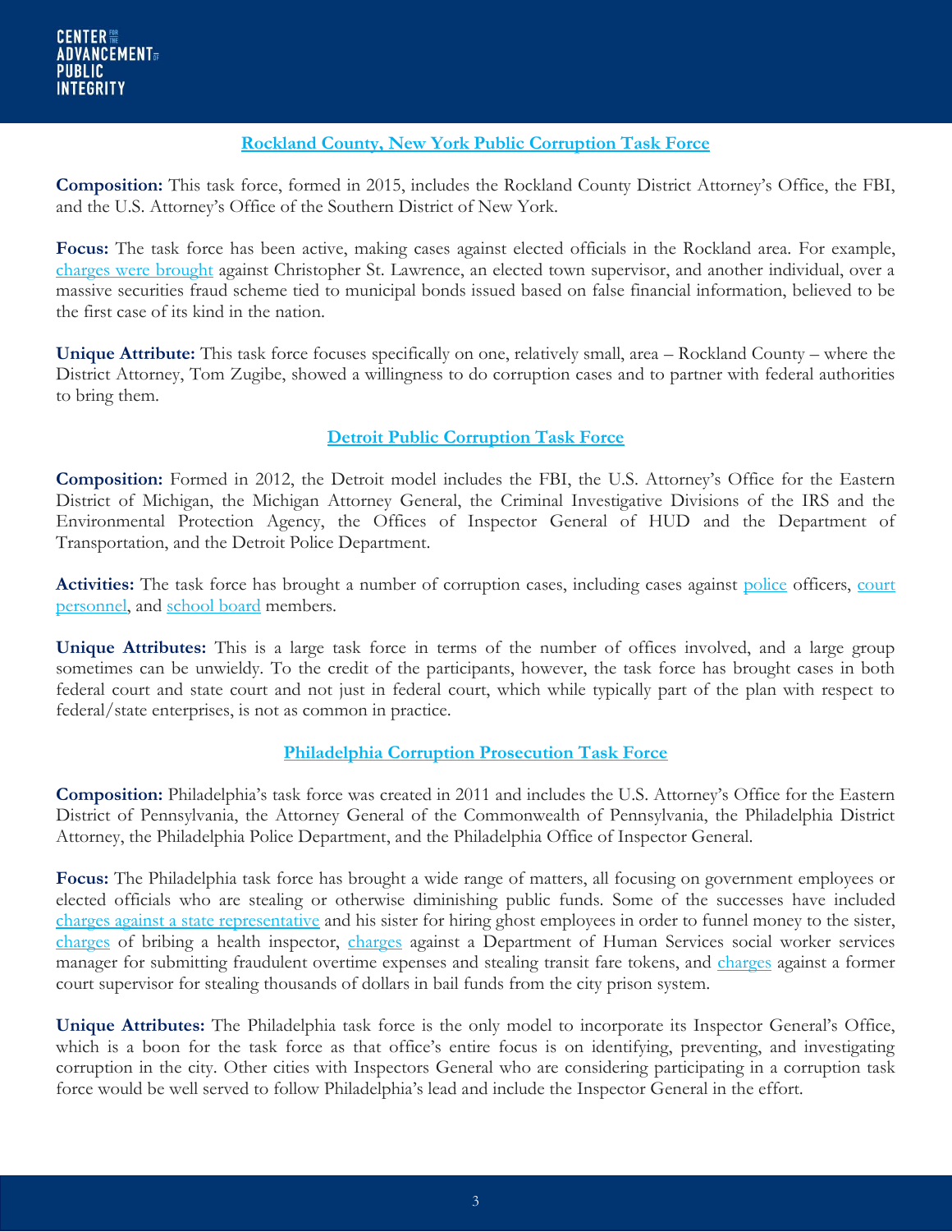## Rockland County, New York Public Corruption Task Force

**Composition:** This task force, formed in 2015, includes the Rockland County District Attorney's Office, the FBI, and the U.S. Attorney's Office of the Southern District of New York.

**Focus:** The task force has been active, making cases against elected officials in the Rockland area. For example, charges were brought against Christopher St. Lawrence, an elected town supervisor, and another individual, over a massive securities fraud scheme tied to municipal bonds issued based on false financial information, believed to be the first case of its kind in the nation.

**Unique Attribute:** This task force focuses specifically on one, relatively small, area – Rockland County – where the District Attorney, Tom Zugibe, showed a willingness to do corruption cases and to partner with federal authorities to bring them.

## Detroit Public Corruption Task Force

**Composition:** Formed in 2012, the Detroit model includes the FBI, the U.S. Attorney's Office for the Eastern District of Michigan, the Michigan Attorney General, the Criminal Investigative Divisions of the IRS and the Environmental Protection Agency, the Offices of Inspector General of HUD and the Department of Transportation, and the Detroit Police Department.

**Activities:** The task force has brought a number of corruption cases, including cases against police officers, court personnel, and school board members.

**Unique Attributes:** This is a large task force in terms of the number of offices involved, and a large group sometimes can be unwieldy. To the credit of the participants, however, the task force has brought cases in both federal court and state court and not just in federal court, which while typically part of the plan with respect to federal/state enterprises, is not as common in practice.

## Philadelphia Corruption Prosecution Task Force

**Composition:** Philadelphia's task force was created in 2011 and includes the U.S. Attorney's Office for the Eastern District of Pennsylvania, the Attorney General of the Commonwealth of Pennsylvania, the Philadelphia District Attorney, the Philadelphia Police Department, and the Philadelphia Office of Inspector General.

**Focus:** The Philadelphia task force has brought a wide range of matters, all focusing on government employees or elected officials who are stealing or otherwise diminishing public funds. Some of the successes have included charges against a state representative and his sister for hiring ghost employees in order to funnel money to the sister, charges of bribing a health inspector, charges against a Department of Human Services social worker services manager for submitting fraudulent overtime expenses and stealing transit fare tokens, and charges against a former court supervisor for stealing thousands of dollars in bail funds from the city prison system.

**Unique Attributes:** The Philadelphia task force is the only model to incorporate its Inspector General's Office, which is a boon for the task force as that office's entire focus is on identifying, preventing, and investigating corruption in the city. Other cities with Inspectors General who are considering participating in a corruption task force would be well served to follow Philadelphia's lead and include the Inspector General in the effort.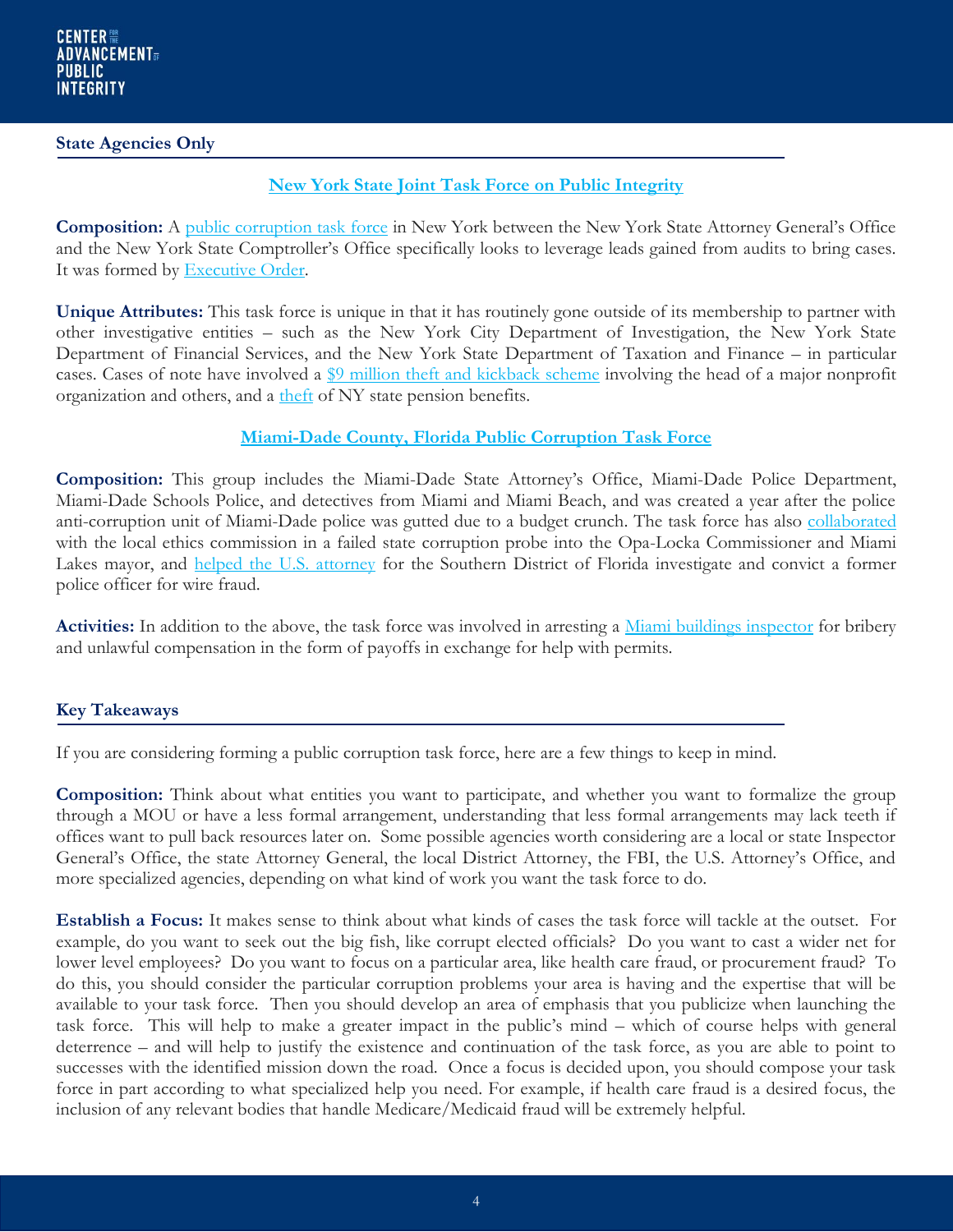## State Agencies Only

### New York State Joint Task Force on Public Integrity

**Composition:** A public corruption task force in New York between the New York State Attorney General's Office and the New York State Comptroller's Office specifically looks to leverage leads gained from audits to bring cases. It was formed by Executive Order.

**Unique Attributes:** This task force is unique in that it has routinely gone outside of its membership to partner with other investigative entities – such as the New York City Department of Investigation, the New York State Department of Financial Services, and the New York State Department of Taxation and Finance – in particular cases. Cases of note have involved a $9 million theft and kickback scheme involving the head of a major nonprofit organization and others, and a theft of NY state pension benefits.

### Miami-Dade County, Florida Public Corruption Task Force

**Composition:** This group includes the Miami-Dade State Attorney's Office, Miami-Dade Police Department, Miami-Dade Schools Police, and detectives from Miami and Miami Beach, and was created a year after the police anti-corruption unit of Miami-Dade police was gutted due to a budget crunch. The task force has also collaborated with the local ethics commission in a failed state corruption probe into the Opa-Locka Commissioner and Miami Lakes mayor, and helped the U.S. attorney for the Southern District of Florida investigate and convict a former police officer for wire fraud.

**Activities:** In addition to the above, the task force was involved in arresting a Miami buildings inspector for bribery and unlawful compensation in the form of payoffs in exchange for help with permits.

## Key Takeaways

If you are considering forming a public corruption task force, here are a few things to keep in mind.

**Composition:** Think about what entities you want to participate, and whether you want to formalize the group through a MOU or have a less formal arrangement, understanding that less formal arrangements may lack teeth if offices want to pull back resources later on. Some possible agencies worth considering are a local or state Inspector General's Office, the state Attorney General, the local District Attorney, the FBI, the U.S. Attorney's Office, and more specialized agencies, depending on what kind of work you want the task force to do.

**Establish a Focus:** It makes sense to think about what kinds of cases the task force will tackle at the outset. For example, do you want to seek out the big fish, like corrupt elected officials? Do you want to cast a wider net for lower level employees? Do you want to focus on a particular area, like health care fraud, or procurement fraud? To do this, you should consider the particular corruption problems your area is having and the expertise that will be available to your task force. Then you should develop an area of emphasis that you publicize when launching the task force. This will help to make a greater impact in the public's mind – which of course helps with general deterrence – and will help to justify the existence and continuation of the task force, as you are able to point to successes with the identified mission down the road. Once a focus is decided upon, you should compose your task force in part according to what specialized help you need. For example, if health care fraud is a desired focus, the inclusion of any relevant bodies that handle Medicare/Medicaid fraud will be extremely helpful.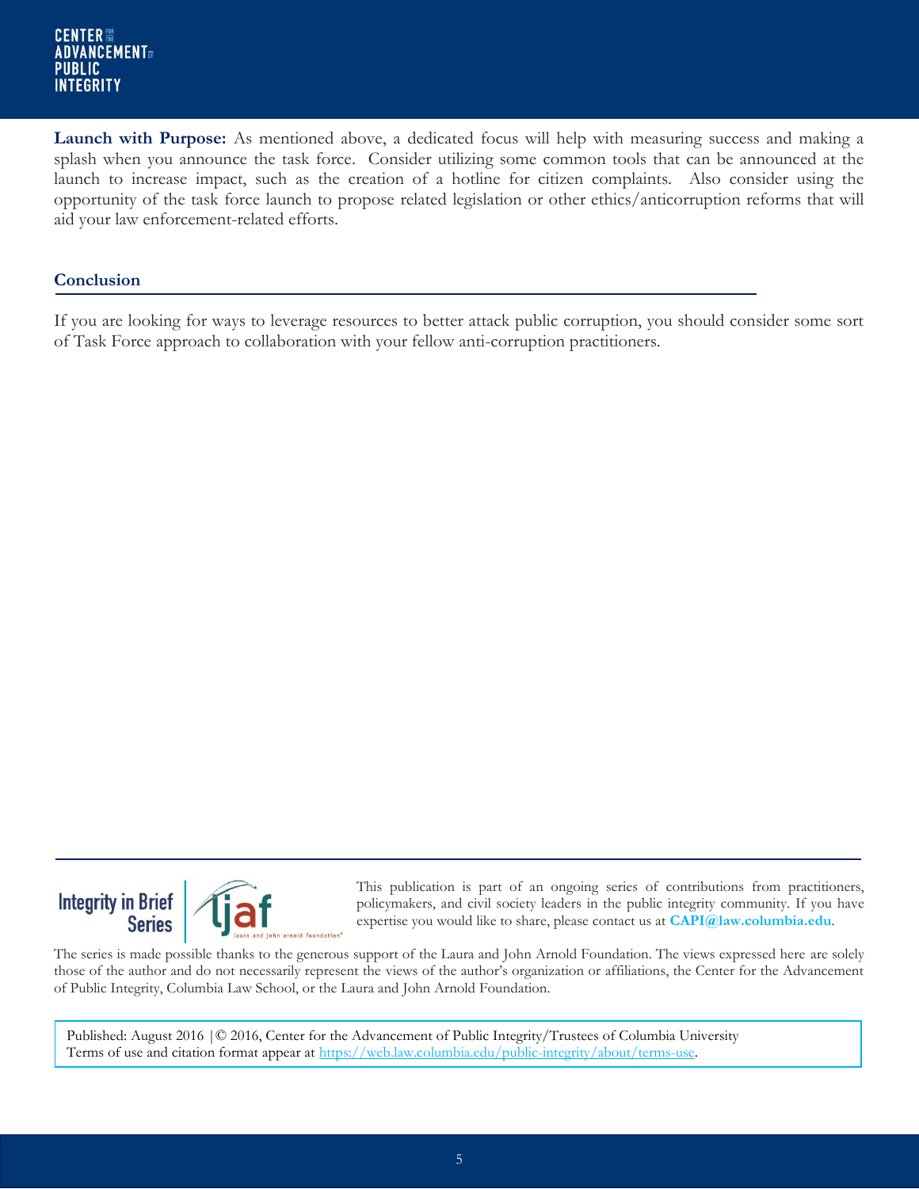**Launch with Purpose:** As mentioned above, a dedicated focus will help with measuring success and making a splash when you announce the task force. Consider utilizing some common tools that can be announced at the launch to increase impact, such as the creation of a hotline for citizen complaints. Also consider using the opportunity of the task force launch to propose related legislation or other ethics/anticorruption reforms that will aid your law enforcement-related efforts.

## Conclusion

If you are looking for ways to leverage resources to better attack public corruption, you should consider some sort of Task Force approach to collaboration with your fellow anti-corruption practitioners.

---

Integrity in Brief Series

This publication is part of an ongoing series of contributions from practitioners, policymakers, and civil society leaders in the public integrity community. If you have expertise you would like to share, please contact us at **CAPI@law.columbia.edu**.

The series is made possible thanks to the generous support of the Laura and John Arnold Foundation. The views expressed here are solely those of the author and do not necessarily represent the views of the author's organization or affiliations, the Center for the Advancement of Public Integrity, Columbia Law School, or the Laura and John Arnold Foundation.

Published: August 2016 |© 2016, Center for the Advancement of Public Integrity/Trustees of Columbia University
Terms of use and citation format appear at https://web.law.columbia.edu/public-integrity/about/terms-use.